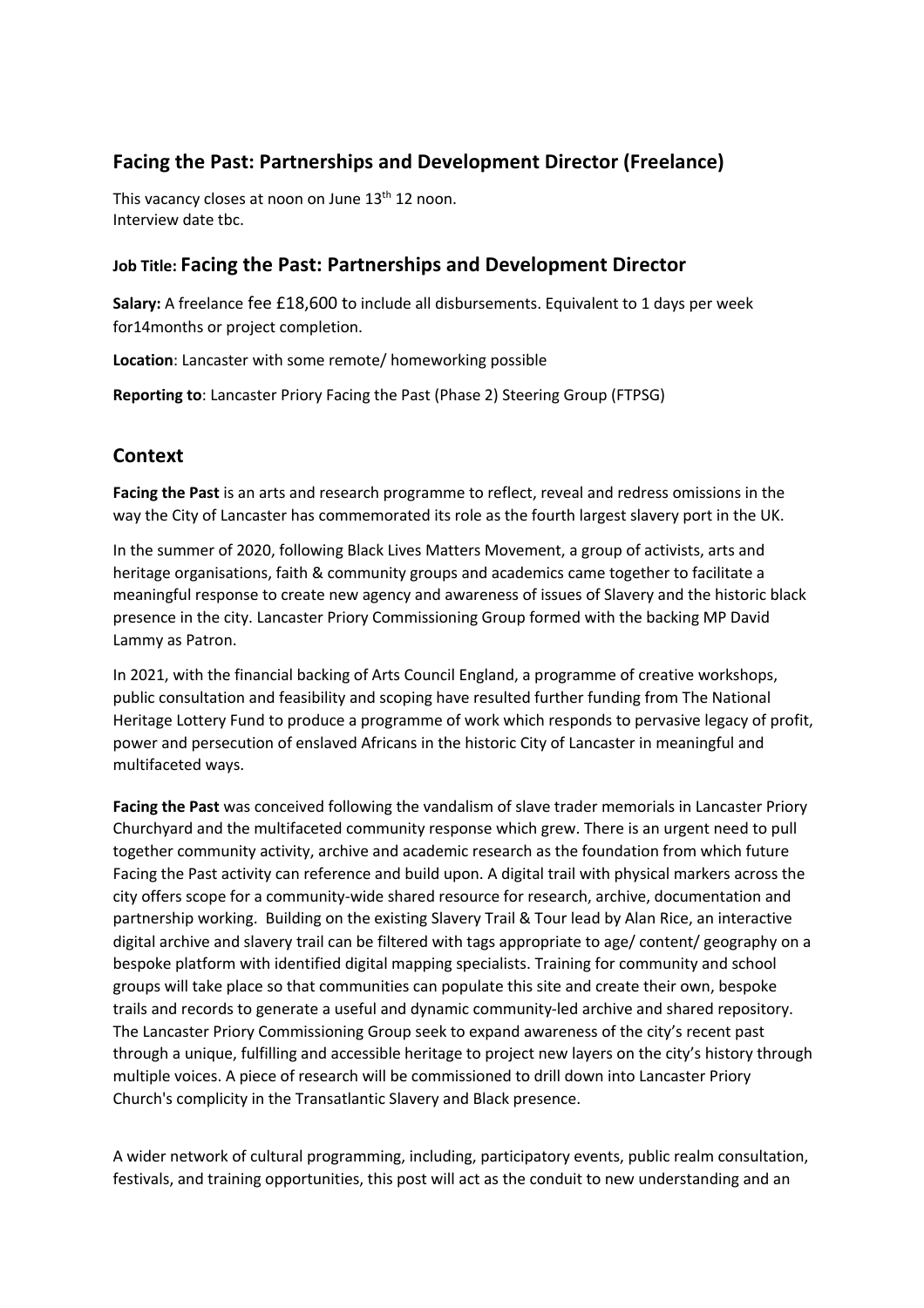## Facing the Past: Partnerships and Development Director (Freelance)

This vacancy closes at noon on June 13th 12 noon.
Interview date tbc.

### Job Title: Facing the Past: Partnerships and Development Director

**Salary:** A freelance fee £18,600 to include all disbursements. Equivalent to 1 days per week for14months or project completion.

**Location**: Lancaster with some remote/ homeworking possible

**Reporting to**: Lancaster Priory Facing the Past (Phase 2) Steering Group (FTPSG)

## Context

**Facing the Past** is an arts and research programme to reflect, reveal and redress omissions in the way the City of Lancaster has commemorated its role as the fourth largest slavery port in the UK.

In the summer of 2020, following Black Lives Matters Movement, a group of activists, arts and heritage organisations, faith & community groups and academics came together to facilitate a meaningful response to create new agency and awareness of issues of Slavery and the historic black presence in the city. Lancaster Priory Commissioning Group formed with the backing MP David Lammy as Patron.

In 2021, with the financial backing of Arts Council England, a programme of creative workshops, public consultation and feasibility and scoping have resulted further funding from The National Heritage Lottery Fund to produce a programme of work which responds to pervasive legacy of profit, power and persecution of enslaved Africans in the historic City of Lancaster in meaningful and multifaceted ways.

**Facing the Past** was conceived following the vandalism of slave trader memorials in Lancaster Priory Churchyard and the multifaceted community response which grew. There is an urgent need to pull together community activity, archive and academic research as the foundation from which future Facing the Past activity can reference and build upon. A digital trail with physical markers across the city offers scope for a community-wide shared resource for research, archive, documentation and partnership working. Building on the existing Slavery Trail & Tour lead by Alan Rice, an interactive digital archive and slavery trail can be filtered with tags appropriate to age/ content/ geography on a bespoke platform with identified digital mapping specialists. Training for community and school groups will take place so that communities can populate this site and create their own, bespoke trails and records to generate a useful and dynamic community-led archive and shared repository. The Lancaster Priory Commissioning Group seek to expand awareness of the city's recent past through a unique, fulfilling and accessible heritage to project new layers on the city's history through multiple voices. A piece of research will be commissioned to drill down into Lancaster Priory Church's complicity in the Transatlantic Slavery and Black presence.

A wider network of cultural programming, including, participatory events, public realm consultation, festivals, and training opportunities, this post will act as the conduit to new understanding and an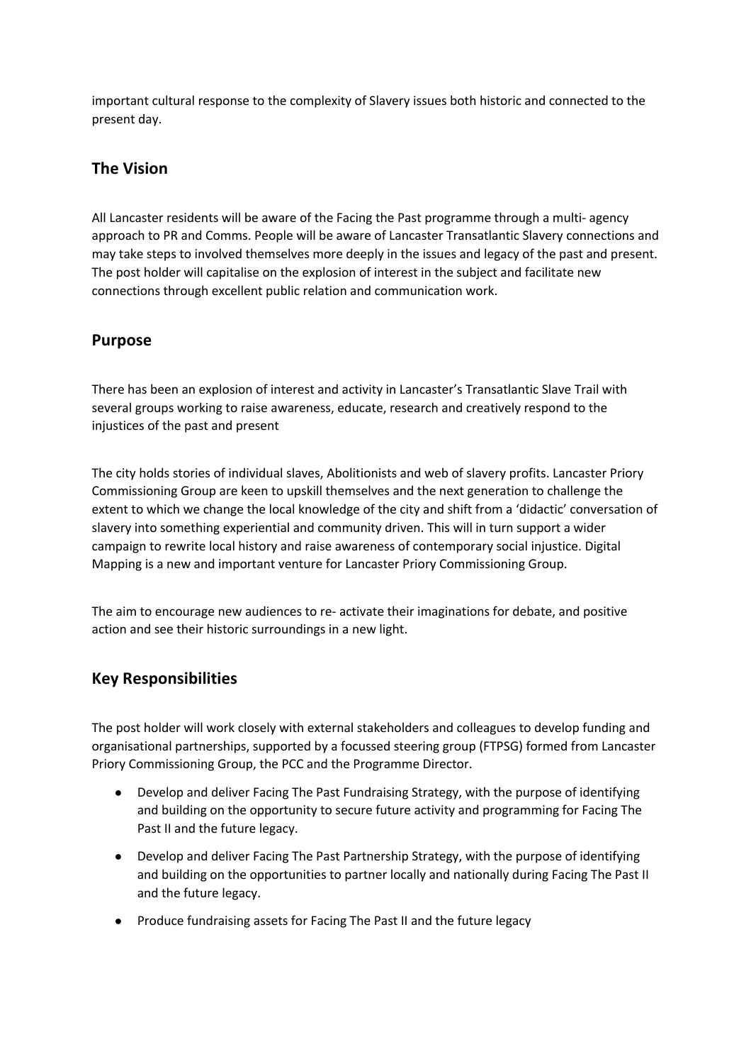important cultural response to the complexity of Slavery issues both historic and connected to the present day.

## The Vision

All Lancaster residents will be aware of the Facing the Past programme through a multi- agency approach to PR and Comms. People will be aware of Lancaster Transatlantic Slavery connections and may take steps to involved themselves more deeply in the issues and legacy of the past and present. The post holder will capitalise on the explosion of interest in the subject and facilitate new connections through excellent public relation and communication work.

## Purpose

There has been an explosion of interest and activity in Lancaster's Transatlantic Slave Trail with several groups working to raise awareness, educate, research and creatively respond to the injustices of the past and present

The city holds stories of individual slaves, Abolitionists and web of slavery profits. Lancaster Priory Commissioning Group are keen to upskill themselves and the next generation to challenge the extent to which we change the local knowledge of the city and shift from a 'didactic' conversation of slavery into something experiential and community driven. This will in turn support a wider campaign to rewrite local history and raise awareness of contemporary social injustice. Digital Mapping is a new and important venture for Lancaster Priory Commissioning Group.

The aim to encourage new audiences to re- activate their imaginations for debate, and positive action and see their historic surroundings in a new light.

## Key Responsibilities

The post holder will work closely with external stakeholders and colleagues to develop funding and organisational partnerships, supported by a focussed steering group (FTPSG) formed from Lancaster Priory Commissioning Group, the PCC and the Programme Director.

- Develop and deliver Facing The Past Fundraising Strategy, with the purpose of identifying and building on the opportunity to secure future activity and programming for Facing The Past II and the future legacy.
- Develop and deliver Facing The Past Partnership Strategy, with the purpose of identifying and building on the opportunities to partner locally and nationally during Facing The Past II and the future legacy.
- Produce fundraising assets for Facing The Past II and the future legacy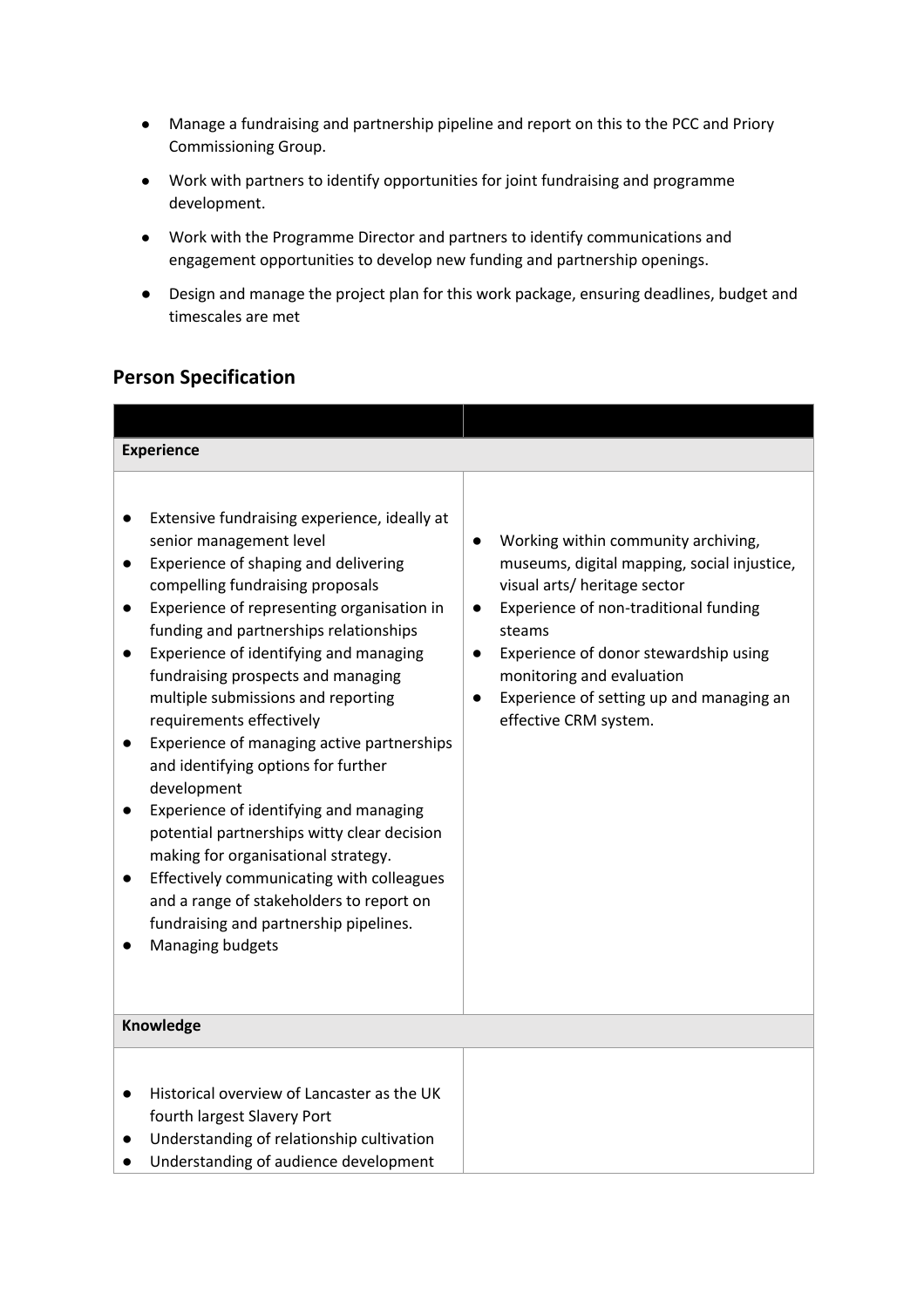- Manage a fundraising and partnership pipeline and report on this to the PCC and Priory Commissioning Group.
- Work with partners to identify opportunities for joint fundraising and programme development.
- Work with the Programme Director and partners to identify communications and engagement opportunities to develop new funding and partnership openings.
- Design and manage the project plan for this work package, ensuring deadlines, budget and timescales are met

## Person Specification

| | |
|---|---|
| **Experience** | |
| • Extensive fundraising experience, ideally at senior management level<br>• Experience of shaping and delivering compelling fundraising proposals<br>• Experience of representing organisation in funding and partnerships relationships<br>• Experience of identifying and managing fundraising prospects and managing multiple submissions and reporting requirements effectively<br>• Experience of managing active partnerships and identifying options for further development<br>• Experience of identifying and managing potential partnerships witty clear decision making for organisational strategy.<br>• Effectively communicating with colleagues and a range of stakeholders to report on fundraising and partnership pipelines.<br>• Managing budgets | • Working within community archiving, museums, digital mapping, social injustice, visual arts/ heritage sector<br>• Experience of non-traditional funding steams<br>• Experience of donor stewardship using monitoring and evaluation<br>• Experience of setting up and managing an effective CRM system. |
| **Knowledge** | |
| • Historical overview of Lancaster as the UK fourth largest Slavery Port<br>• Understanding of relationship cultivation<br>• Understanding of audience development | |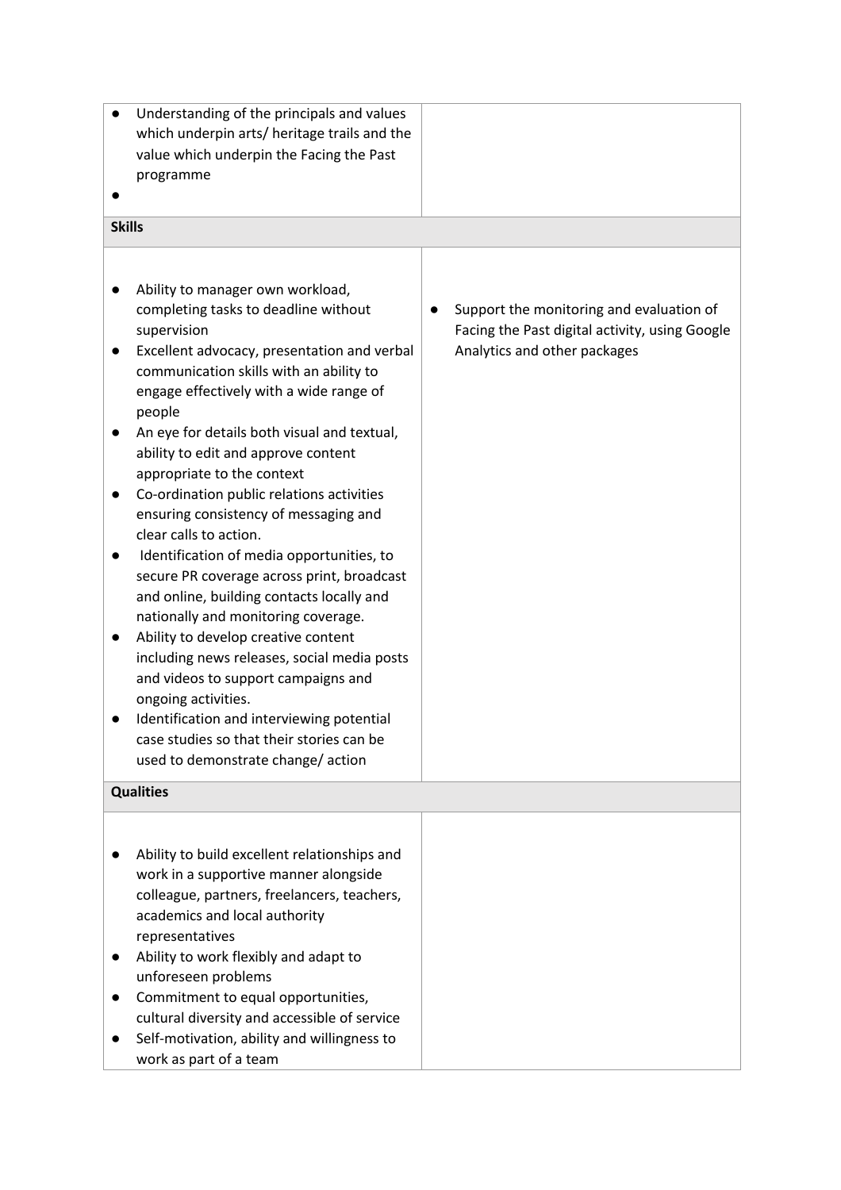| | |
|---|---|
| • Understanding of the principals and values which underpin arts/ heritage trails and the value which underpin the Facing the Past programme<br>• | |
| **Skills** | |
| • Ability to manager own workload, completing tasks to deadline without supervision<br>• Excellent advocacy, presentation and verbal communication skills with an ability to engage effectively with a wide range of people<br>• An eye for details both visual and textual, ability to edit and approve content appropriate to the context<br>• Co-ordination public relations activities ensuring consistency of messaging and clear calls to action.<br>• Identification of media opportunities, to secure PR coverage across print, broadcast and online, building contacts locally and nationally and monitoring coverage.<br>• Ability to develop creative content including news releases, social media posts and videos to support campaigns and ongoing activities.<br>• Identification and interviewing potential case studies so that their stories can be used to demonstrate change/ action | • Support the monitoring and evaluation of Facing the Past digital activity, using Google Analytics and other packages |
| **Qualities** | |
| • Ability to build excellent relationships and work in a supportive manner alongside colleague, partners, freelancers, teachers, academics and local authority representatives<br>• Ability to work flexibly and adapt to unforeseen problems<br>• Commitment to equal opportunities, cultural diversity and accessible of service<br>• Self-motivation, ability and willingness to work as part of a team | |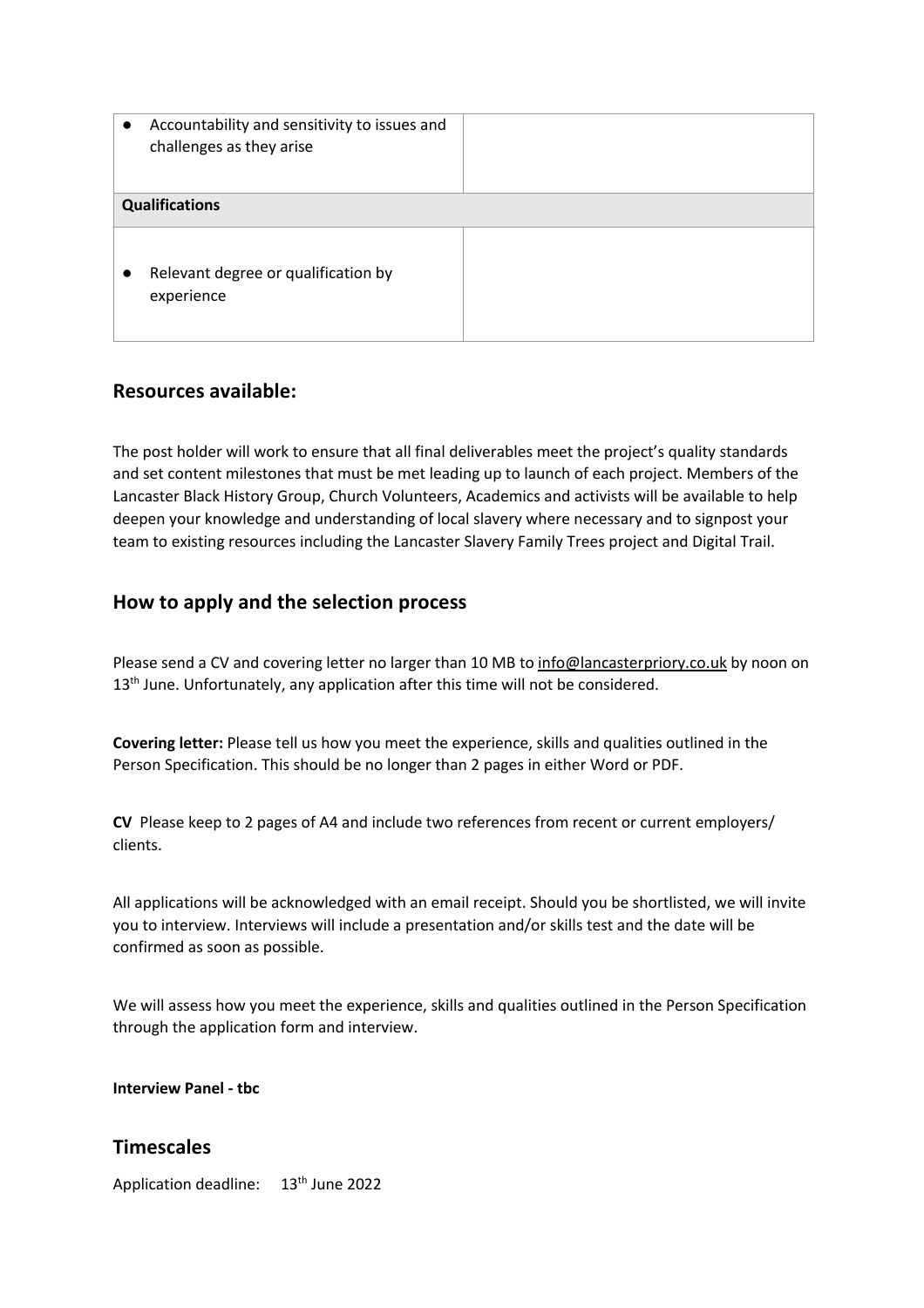| | |
|---|---|
| ● Accountability and sensitivity to issues and challenges as they arise | |
| **Qualifications** | |
| ● Relevant degree or qualification by experience | |

## Resources available:

The post holder will work to ensure that all final deliverables meet the project's quality standards and set content milestones that must be met leading up to launch of each project. Members of the Lancaster Black History Group, Church Volunteers, Academics and activists will be available to help deepen your knowledge and understanding of local slavery where necessary and to signpost your team to existing resources including the Lancaster Slavery Family Trees project and Digital Trail.

## How to apply and the selection process

Please send a CV and covering letter no larger than 10 MB to info@lancasterpriory.co.uk by noon on 13th June. Unfortunately, any application after this time will not be considered.

**Covering letter:** Please tell us how you meet the experience, skills and qualities outlined in the Person Specification. This should be no longer than 2 pages in either Word or PDF.

**CV** Please keep to 2 pages of A4 and include two references from recent or current employers/ clients.

All applications will be acknowledged with an email receipt. Should you be shortlisted, we will invite you to interview. Interviews will include a presentation and/or skills test and the date will be confirmed as soon as possible.

We will assess how you meet the experience, skills and qualities outlined in the Person Specification through the application form and interview.

**Interview Panel - tbc**

## Timescales

Application deadline: 13th June 2022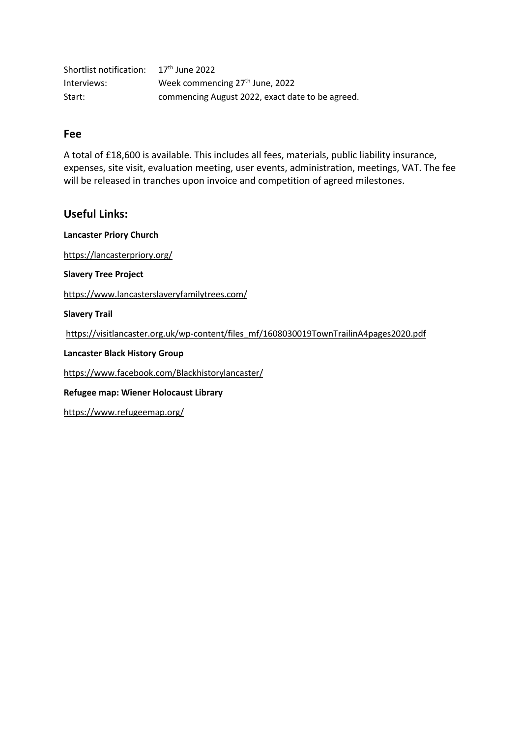| | |
|---|---|
| Shortlist notification: | 17th June 2022 |
| Interviews: | Week commencing 27th June, 2022 |
| Start: | commencing August 2022, exact date to be agreed. |

## Fee

A total of £18,600 is available. This includes all fees, materials, public liability insurance, expenses, site visit, evaluation meeting, user events, administration, meetings, VAT. The fee will be released in tranches upon invoice and competition of agreed milestones.

## Useful Links:

**Lancaster Priory Church**

https://lancasterpriory.org/

**Slavery Tree Project**

https://www.lancasterslaveryfamilytrees.com/

**Slavery Trail**

https://visitlancaster.org.uk/wp-content/files_mf/1608030019TownTrailinA4pages2020.pdf

**Lancaster Black History Group**

https://www.facebook.com/Blackhistorylancaster/

**Refugee map: Wiener Holocaust Library**

https://www.refugeemap.org/